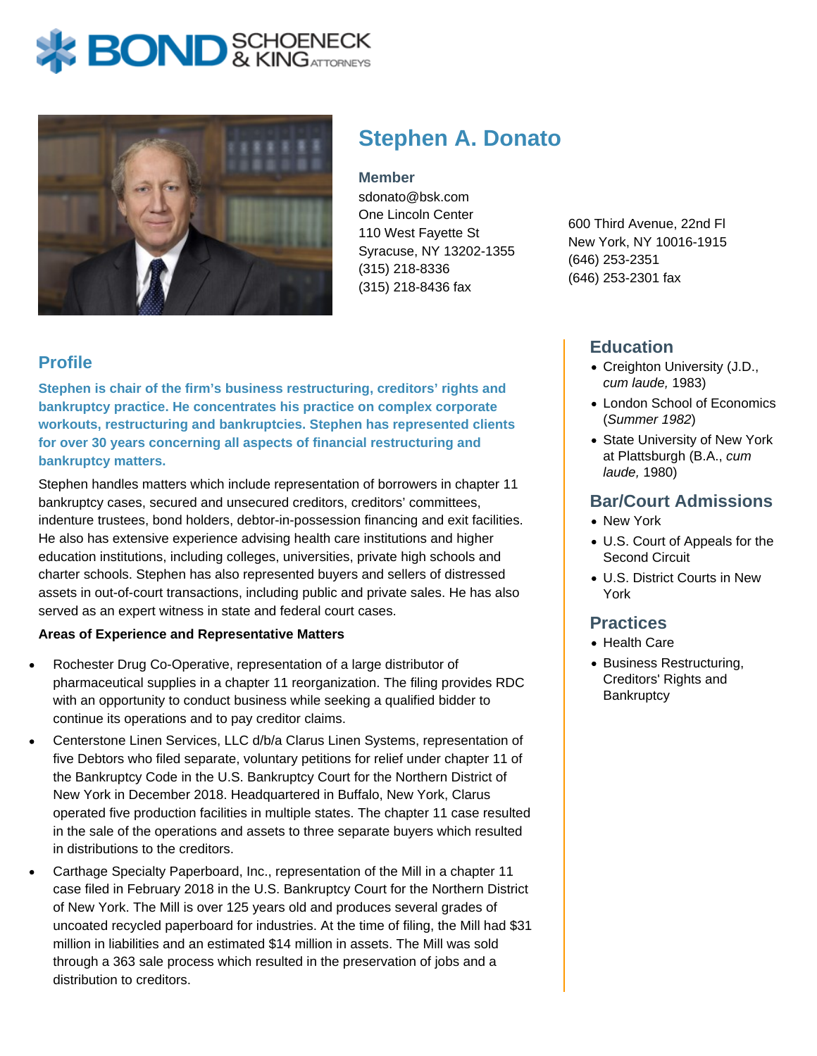# Stephen A. Donato

**Member**
sdonato@bsk.com
One Lincoln Center
110 West Fayette St
Syracuse, NY 13202-1355
(315) 218-8336
(315) 218-8436 fax

600 Third Avenue, 22nd Fl
New York, NY 10016-1915
(646) 253-2351
(646) 253-2301 fax

## Profile

**Stephen is chair of the firm's business restructuring, creditors' rights and bankruptcy practice. He concentrates his practice on complex corporate workouts, restructuring and bankruptcies. Stephen has represented clients for over 30 years concerning all aspects of financial restructuring and bankruptcy matters.**

Stephen handles matters which include representation of borrowers in chapter 11 bankruptcy cases, secured and unsecured creditors, creditors' committees, indenture trustees, bond holders, debtor-in-possession financing and exit facilities. He also has extensive experience advising health care institutions and higher education institutions, including colleges, universities, private high schools and charter schools. Stephen has also represented buyers and sellers of distressed assets in out-of-court transactions, including public and private sales. He has also served as an expert witness in state and federal court cases.

**Areas of Experience and Representative Matters**

- Rochester Drug Co-Operative, representation of a large distributor of pharmaceutical supplies in a chapter 11 reorganization. The filing provides RDC with an opportunity to conduct business while seeking a qualified bidder to continue its operations and to pay creditor claims.
- Centerstone Linen Services, LLC d/b/a Clarus Linen Systems, representation of five Debtors who filed separate, voluntary petitions for relief under chapter 11 of the Bankruptcy Code in the U.S. Bankruptcy Court for the Northern District of New York in December 2018. Headquartered in Buffalo, New York, Clarus operated five production facilities in multiple states. The chapter 11 case resulted in the sale of the operations and assets to three separate buyers which resulted in distributions to the creditors.
- Carthage Specialty Paperboard, Inc., representation of the Mill in a chapter 11 case filed in February 2018 in the U.S. Bankruptcy Court for the Northern District of New York. The Mill is over 125 years old and produces several grades of uncoated recycled paperboard for industries. At the time of filing, the Mill had $31 million in liabilities and an estimated $14 million in assets. The Mill was sold through a 363 sale process which resulted in the preservation of jobs and a distribution to creditors.

## Education

- Creighton University (J.D., *cum laude,* 1983)
- London School of Economics (*Summer 1982*)
- State University of New York at Plattsburgh (B.A., *cum laude,* 1980)

## Bar/Court Admissions

- New York
- U.S. Court of Appeals for the Second Circuit
- U.S. District Courts in New York

## Practices

- Health Care
- Business Restructuring, Creditors' Rights and Bankruptcy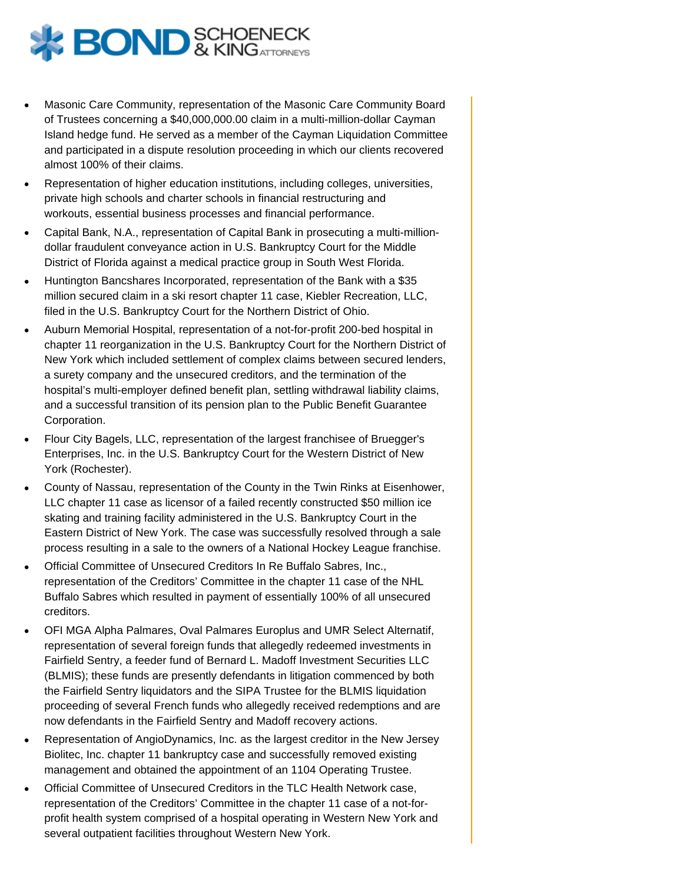- Masonic Care Community, representation of the Masonic Care Community Board of Trustees concerning a $40,000,000.00 claim in a multi-million-dollar Cayman Island hedge fund. He served as a member of the Cayman Liquidation Committee and participated in a dispute resolution proceeding in which our clients recovered almost 100% of their claims.
- Representation of higher education institutions, including colleges, universities, private high schools and charter schools in financial restructuring and workouts, essential business processes and financial performance.
- Capital Bank, N.A., representation of Capital Bank in prosecuting a multi-million-dollar fraudulent conveyance action in U.S. Bankruptcy Court for the Middle District of Florida against a medical practice group in South West Florida.
- Huntington Bancshares Incorporated, representation of the Bank with a $35 million secured claim in a ski resort chapter 11 case, Kiebler Recreation, LLC, filed in the U.S. Bankruptcy Court for the Northern District of Ohio.
- Auburn Memorial Hospital, representation of a not-for-profit 200-bed hospital in chapter 11 reorganization in the U.S. Bankruptcy Court for the Northern District of New York which included settlement of complex claims between secured lenders, a surety company and the unsecured creditors, and the termination of the hospital's multi-employer defined benefit plan, settling withdrawal liability claims, and a successful transition of its pension plan to the Public Benefit Guarantee Corporation.
- Flour City Bagels, LLC, representation of the largest franchisee of Bruegger's Enterprises, Inc. in the U.S. Bankruptcy Court for the Western District of New York (Rochester).
- County of Nassau, representation of the County in the Twin Rinks at Eisenhower, LLC chapter 11 case as licensor of a failed recently constructed $50 million ice skating and training facility administered in the U.S. Bankruptcy Court in the Eastern District of New York. The case was successfully resolved through a sale process resulting in a sale to the owners of a National Hockey League franchise.
- Official Committee of Unsecured Creditors In Re Buffalo Sabres, Inc., representation of the Creditors' Committee in the chapter 11 case of the NHL Buffalo Sabres which resulted in payment of essentially 100% of all unsecured creditors.
- OFI MGA Alpha Palmares, Oval Palmares Europlus and UMR Select Alternatif, representation of several foreign funds that allegedly redeemed investments in Fairfield Sentry, a feeder fund of Bernard L. Madoff Investment Securities LLC (BLMIS); these funds are presently defendants in litigation commenced by both the Fairfield Sentry liquidators and the SIPA Trustee for the BLMIS liquidation proceeding of several French funds who allegedly received redemptions and are now defendants in the Fairfield Sentry and Madoff recovery actions.
- Representation of AngioDynamics, Inc. as the largest creditor in the New Jersey Biolitec, Inc. chapter 11 bankruptcy case and successfully removed existing management and obtained the appointment of an 1104 Operating Trustee.
- Official Committee of Unsecured Creditors in the TLC Health Network case, representation of the Creditors' Committee in the chapter 11 case of a not-for-profit health system comprised of a hospital operating in Western New York and several outpatient facilities throughout Western New York.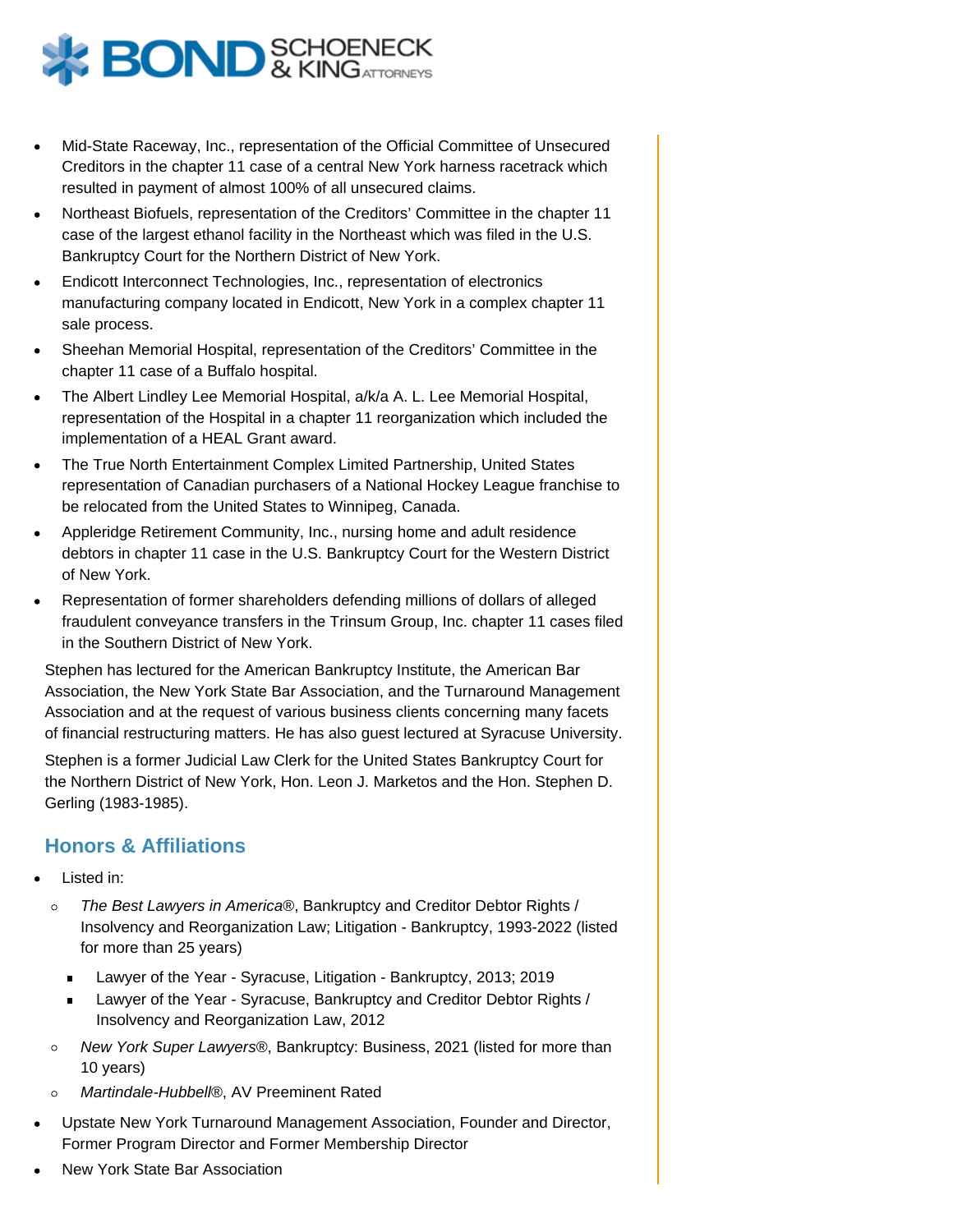- Mid-State Raceway, Inc., representation of the Official Committee of Unsecured Creditors in the chapter 11 case of a central New York harness racetrack which resulted in payment of almost 100% of all unsecured claims.
- Northeast Biofuels, representation of the Creditors' Committee in the chapter 11 case of the largest ethanol facility in the Northeast which was filed in the U.S. Bankruptcy Court for the Northern District of New York.
- Endicott Interconnect Technologies, Inc., representation of electronics manufacturing company located in Endicott, New York in a complex chapter 11 sale process.
- Sheehan Memorial Hospital, representation of the Creditors' Committee in the chapter 11 case of a Buffalo hospital.
- The Albert Lindley Lee Memorial Hospital, a/k/a A. L. Lee Memorial Hospital, representation of the Hospital in a chapter 11 reorganization which included the implementation of a HEAL Grant award.
- The True North Entertainment Complex Limited Partnership, United States representation of Canadian purchasers of a National Hockey League franchise to be relocated from the United States to Winnipeg, Canada.
- Appleridge Retirement Community, Inc., nursing home and adult residence debtors in chapter 11 case in the U.S. Bankruptcy Court for the Western District of New York.
- Representation of former shareholders defending millions of dollars of alleged fraudulent conveyance transfers in the Trinsum Group, Inc. chapter 11 cases filed in the Southern District of New York.

Stephen has lectured for the American Bankruptcy Institute, the American Bar Association, the New York State Bar Association, and the Turnaround Management Association and at the request of various business clients concerning many facets of financial restructuring matters. He has also guest lectured at Syracuse University.

Stephen is a former Judicial Law Clerk for the United States Bankruptcy Court for the Northern District of New York, Hon. Leon J. Marketos and the Hon. Stephen D. Gerling (1983-1985).

## Honors & Affiliations

- Listed in:
  - *The Best Lawyers in America*®, Bankruptcy and Creditor Debtor Rights / Insolvency and Reorganization Law; Litigation - Bankruptcy, 1993-2022 (listed for more than 25 years)
    - Lawyer of the Year - Syracuse, Litigation - Bankruptcy, 2013; 2019
    - Lawyer of the Year - Syracuse, Bankruptcy and Creditor Debtor Rights / Insolvency and Reorganization Law, 2012
  - *New York Super Lawyers*®, Bankruptcy: Business, 2021 (listed for more than 10 years)
  - *Martindale-Hubbell*®, AV Preeminent Rated
- Upstate New York Turnaround Management Association, Founder and Director, Former Program Director and Former Membership Director
- New York State Bar Association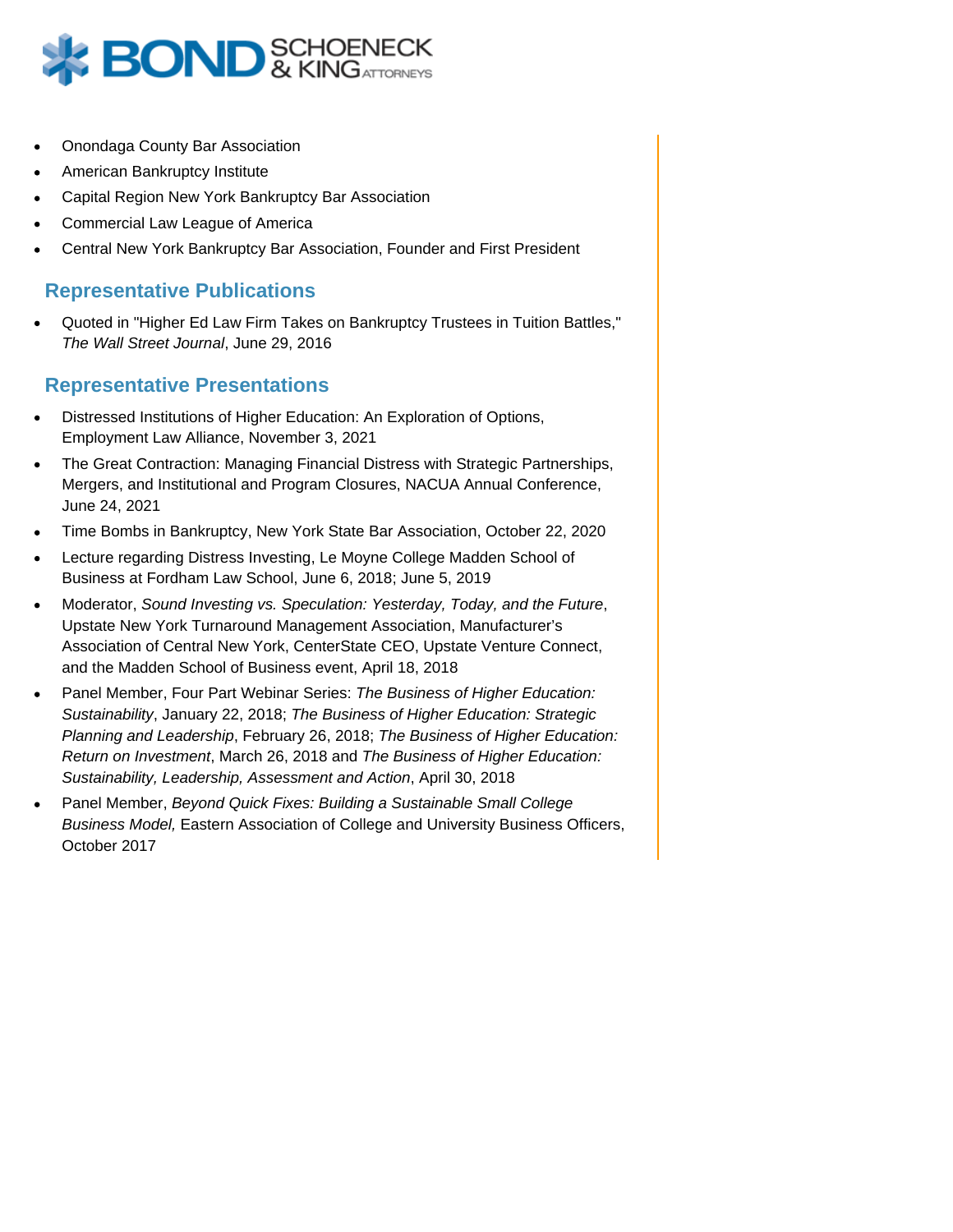- Onondaga County Bar Association
- American Bankruptcy Institute
- Capital Region New York Bankruptcy Bar Association
- Commercial Law League of America
- Central New York Bankruptcy Bar Association, Founder and First President

## Representative Publications

- Quoted in "Higher Ed Law Firm Takes on Bankruptcy Trustees in Tuition Battles," *The Wall Street Journal*, June 29, 2016

## Representative Presentations

- Distressed Institutions of Higher Education: An Exploration of Options, Employment Law Alliance, November 3, 2021
- The Great Contraction: Managing Financial Distress with Strategic Partnerships, Mergers, and Institutional and Program Closures, NACUA Annual Conference, June 24, 2021
- Time Bombs in Bankruptcy, New York State Bar Association, October 22, 2020
- Lecture regarding Distress Investing, Le Moyne College Madden School of Business at Fordham Law School, June 6, 2018; June 5, 2019
- Moderator, *Sound Investing vs. Speculation: Yesterday, Today, and the Future*, Upstate New York Turnaround Management Association, Manufacturer's Association of Central New York, CenterState CEO, Upstate Venture Connect, and the Madden School of Business event, April 18, 2018
- Panel Member, Four Part Webinar Series: *The Business of Higher Education: Sustainability*, January 22, 2018; *The Business of Higher Education: Strategic Planning and Leadership*, February 26, 2018; *The Business of Higher Education: Return on Investment*, March 26, 2018 and *The Business of Higher Education: Sustainability, Leadership, Assessment and Action*, April 30, 2018
- Panel Member, *Beyond Quick Fixes: Building a Sustainable Small College Business Model,* Eastern Association of College and University Business Officers, October 2017